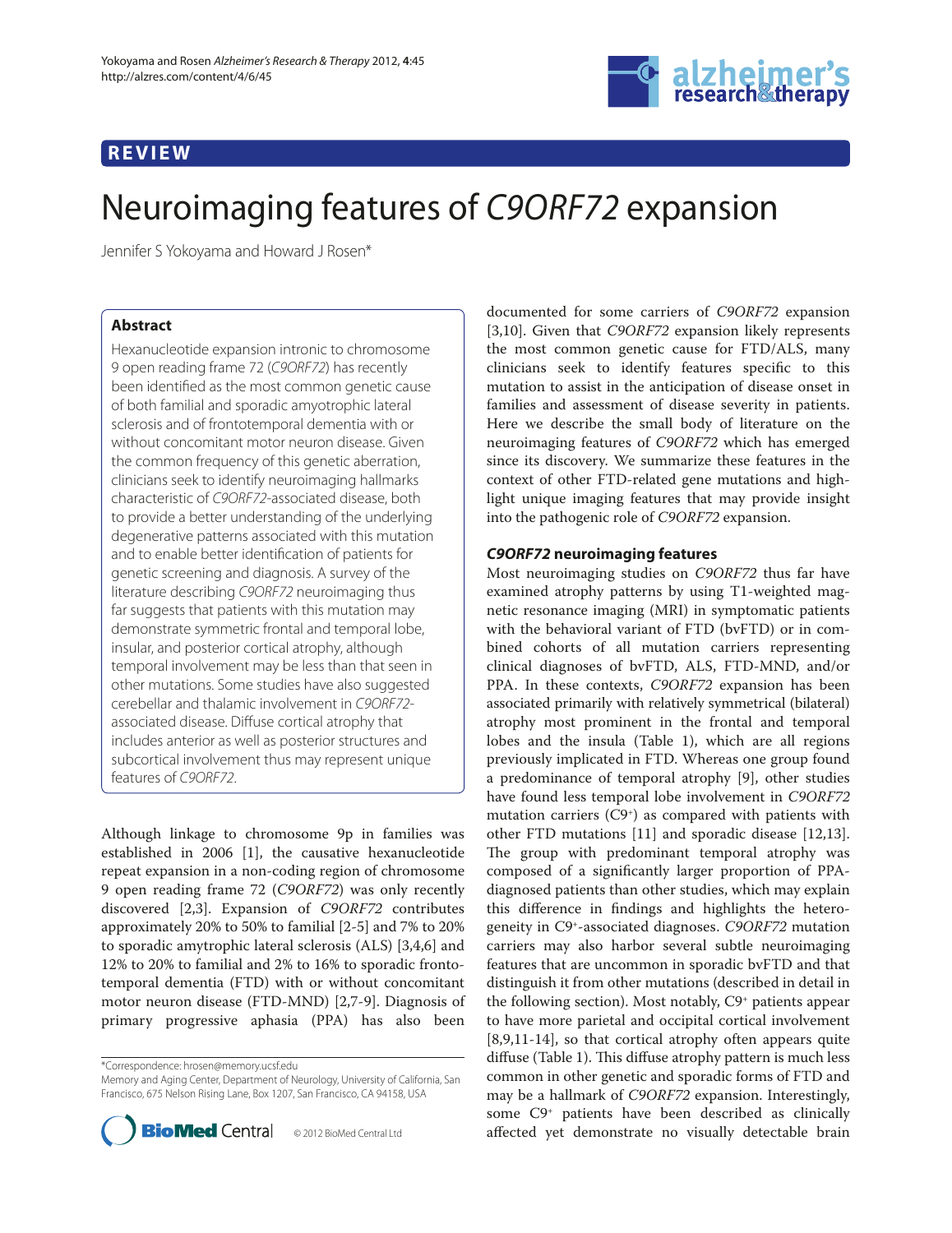REVIEW

# Neuroimaging features of *C9ORF72* expansion

Jennifer S Yokoyama and Howard J Rosen*

## Abstract

Hexanucleotide expansion intronic to chromosome 9 open reading frame 72 (*C9ORF72*) has recently been identified as the most common genetic cause of both familial and sporadic amyotrophic lateral sclerosis and of frontotemporal dementia with or without concomitant motor neuron disease. Given the common frequency of this genetic aberration, clinicians seek to identify neuroimaging hallmarks characteristic of *C9ORF72*-associated disease, both to provide a better understanding of the underlying degenerative patterns associated with this mutation and to enable better identification of patients for genetic screening and diagnosis. A survey of the literature describing *C9ORF72* neuroimaging thus far suggests that patients with this mutation may demonstrate symmetric frontal and temporal lobe, insular, and posterior cortical atrophy, although temporal involvement may be less than that seen in other mutations. Some studies have also suggested cerebellar and thalamic involvement in *C9ORF72*-associated disease. Diffuse cortical atrophy that includes anterior as well as posterior structures and subcortical involvement thus may represent unique features of *C9ORF72*.

Although linkage to chromosome 9p in families was established in 2006 [1], the causative hexanucleotide repeat expansion in a non-coding region of chromosome 9 open reading frame 72 (*C9ORF72*) was only recently discovered [2,3]. Expansion of *C9ORF72* contributes approximately 20% to 50% to familial [2-5] and 7% to 20% to sporadic amytrophic lateral sclerosis (ALS) [3,4,6] and 12% to 20% to familial and 2% to 16% to sporadic frontotemporal dementia (FTD) with or without concomitant motor neuron disease (FTD-MND) [2,7-9]. Diagnosis of primary progressive aphasia (PPA) has also been documented for some carriers of *C9ORF72* expansion [3,10]. Given that *C9ORF72* expansion likely represents the most common genetic cause for FTD/ALS, many clinicians seek to identify features specific to this mutation to assist in the anticipation of disease onset in families and assessment of disease severity in patients. Here we describe the small body of literature on the neuroimaging features of *C9ORF72* which has emerged since its discovery. We summarize these features in the context of other FTD-related gene mutations and highlight unique imaging features that may provide insight into the pathogenic role of *C9ORF72* expansion.

## *C9ORF72* neuroimaging features

Most neuroimaging studies on *C9ORF72* thus far have examined atrophy patterns by using T1-weighted magnetic resonance imaging (MRI) in symptomatic patients with the behavioral variant of FTD (bvFTD) or in combined cohorts of all mutation carriers representing clinical diagnoses of bvFTD, ALS, FTD-MND, and/or PPA. In these contexts, *C9ORF72* expansion has been associated primarily with relatively symmetrical (bilateral) atrophy most prominent in the frontal and temporal lobes and the insula (Table 1), which are all regions previously implicated in FTD. Whereas one group found a predominance of temporal atrophy [9], other studies have found less temporal lobe involvement in *C9ORF72* mutation carriers ($C9^+$) as compared with patients with other FTD mutations [11] and sporadic disease [12,13]. The group with predominant temporal atrophy was composed of a significantly larger proportion of PPA-diagnosed patients than other studies, which may explain this difference in findings and highlights the heterogeneity in $C9^+$-associated diagnoses. *C9ORF72* mutation carriers may also harbor several subtle neuroimaging features that are uncommon in sporadic bvFTD and that distinguish it from other mutations (described in detail in the following section). Most notably, $C9^+$ patients appear to have more parietal and occipital cortical involvement [8,9,11-14], so that cortical atrophy often appears quite diffuse (Table 1). This diffuse atrophy pattern is much less common in other genetic and sporadic forms of FTD and may be a hallmark of *C9ORF72* expansion. Interestingly, some $C9^+$ patients have been described as clinically affected yet demonstrate no visually detectable brain

*Correspondence: hrosen@memory.ucsf.edu
Memory and Aging Center, Department of Neurology, University of California, San Francisco, 675 Nelson Rising Lane, Box 1207, San Francisco, CA 94158, USA

© 2012 BioMed Central Ltd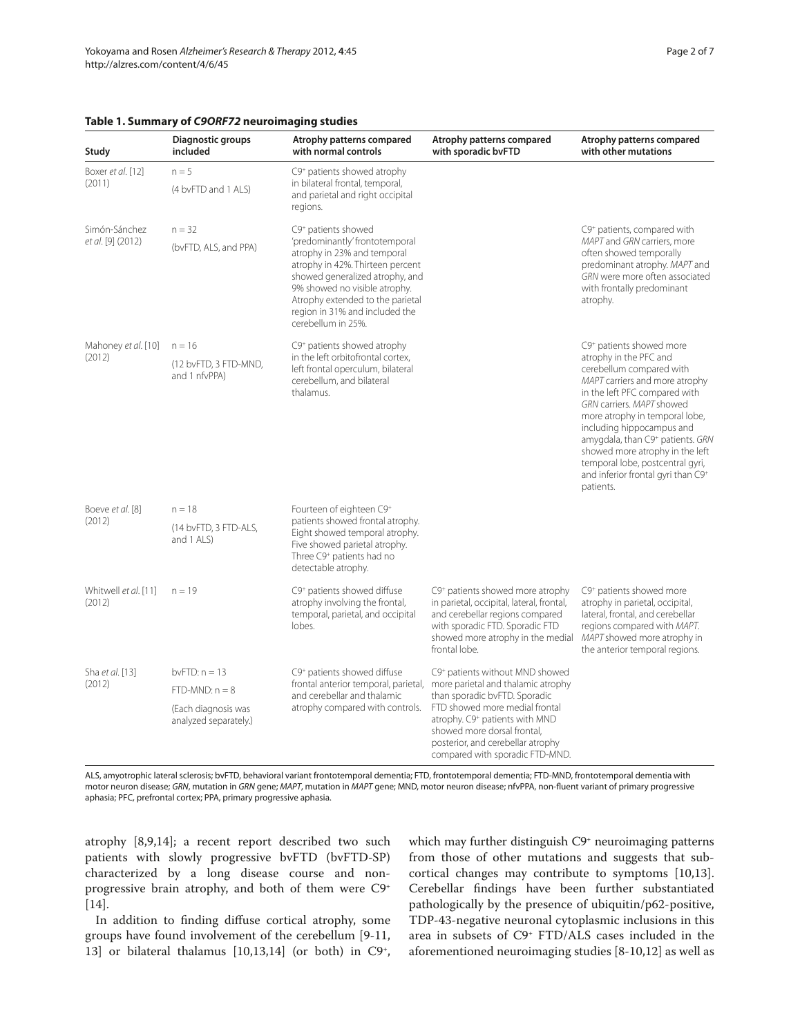**Table 1. Summary of *C9ORF72* neuroimaging studies**

| Study | Diagnostic groups included | Atrophy patterns compared with normal controls | Atrophy patterns compared with sporadic bvFTD | Atrophy patterns compared with other mutations |
|---|---|---|---|---|
| Boxer *et al.* [12] (2011) | n = 5 (4 bvFTD and 1 ALS) | C9⁺ patients showed atrophy in bilateral frontal, temporal, and parietal and right occipital regions. | | |
| Simón-Sánchez *et al.* [9] (2012) | n = 32 (bvFTD, ALS, and PPA) | C9⁺ patients showed 'predominantly' frontotemporal atrophy in 23% and temporal atrophy in 42%. Thirteen percent showed generalized atrophy, and 9% showed no visible atrophy. Atrophy extended to the parietal region in 31% and included the cerebellum in 25%. | | C9⁺ patients, compared with *MAPT* and *GRN* carriers, more often showed temporally predominant atrophy. *MAPT* and *GRN* were more often associated with frontally predominant atrophy. |
| Mahoney *et al.* [10] (2012) | n = 16 (12 bvFTD, 3 FTD-MND, and 1 nfvPPA) | C9⁺ patients showed atrophy in the left orbitofrontal cortex, left frontal operculum, bilateral cerebellum, and bilateral thalamus. | | C9⁺ patients showed more atrophy in the PFC and cerebellum compared with *MAPT* carriers and more atrophy in the left PFC compared with *GRN* carriers. *MAPT* showed more atrophy in temporal lobe, including hippocampus and amygdala, than C9⁺ patients. *GRN* showed more atrophy in the left temporal lobe, postcentral gyri, and inferior frontal gyri than C9⁺ patients. |
| Boeve *et al.* [8] (2012) | n = 18 (14 bvFTD, 3 FTD-ALS, and 1 ALS) | Fourteen of eighteen C9⁺ patients showed frontal atrophy. Eight showed temporal atrophy. Five showed parietal atrophy. Three C9⁺ patients had no detectable atrophy. | | |
| Whitwell *et al.* [11] (2012) | n = 19 | C9⁺ patients showed diffuse atrophy involving the frontal, temporal, parietal, and occipital lobes. | C9⁺ patients showed more atrophy in parietal, occipital, lateral, frontal, and cerebellar regions compared with sporadic FTD. Sporadic FTD showed more atrophy in the medial frontal lobe. | C9⁺ patients showed more atrophy in parietal, occipital, lateral, frontal, and cerebellar regions compared with *MAPT*. *MAPT* showed more atrophy in the anterior temporal regions. |
| Sha *et al.* [13] (2012) | bvFTD: n = 13; FTD-MND: n = 8 (Each diagnosis was analyzed separately.) | C9⁺ patients showed diffuse frontal anterior temporal, parietal, and cerebellar and thalamic atrophy compared with controls. | C9⁺ patients without MND showed more parietal and thalamic atrophy than sporadic bvFTD. Sporadic FTD showed more medial frontal atrophy. C9⁺ patients with MND showed more dorsal frontal, posterior, and cerebellar atrophy compared with sporadic FTD-MND. | |

ALS, amyotrophic lateral sclerosis; bvFTD, behavioral variant frontotemporal dementia; FTD, frontotemporal dementia; FTD-MND, frontotemporal dementia with motor neuron disease; *GRN*, mutation in *GRN* gene; *MAPT*, mutation in *MAPT* gene; MND, motor neuron disease; nfvPPA, non-fluent variant of primary progressive aphasia; PFC, prefrontal cortex; PPA, primary progressive aphasia.

atrophy [8,9,14]; a recent report described two such patients with slowly progressive bvFTD (bvFTD-SP) characterized by a long disease course and non-progressive brain atrophy, and both of them were C9⁺ [14].

In addition to finding diffuse cortical atrophy, some groups have found involvement of the cerebellum [9-11, 13] or bilateral thalamus [10,13,14] (or both) in C9⁺, which may further distinguish C9⁺ neuroimaging patterns from those of other mutations and suggests that subcortical changes may contribute to symptoms [10,13]. Cerebellar findings have been further substantiated pathologically by the presence of ubiquitin/p62-positive, TDP-43-negative neuronal cytoplasmic inclusions in this area in subsets of C9⁺ FTD/ALS cases included in the aforementioned neuroimaging studies [8-10,12] as well as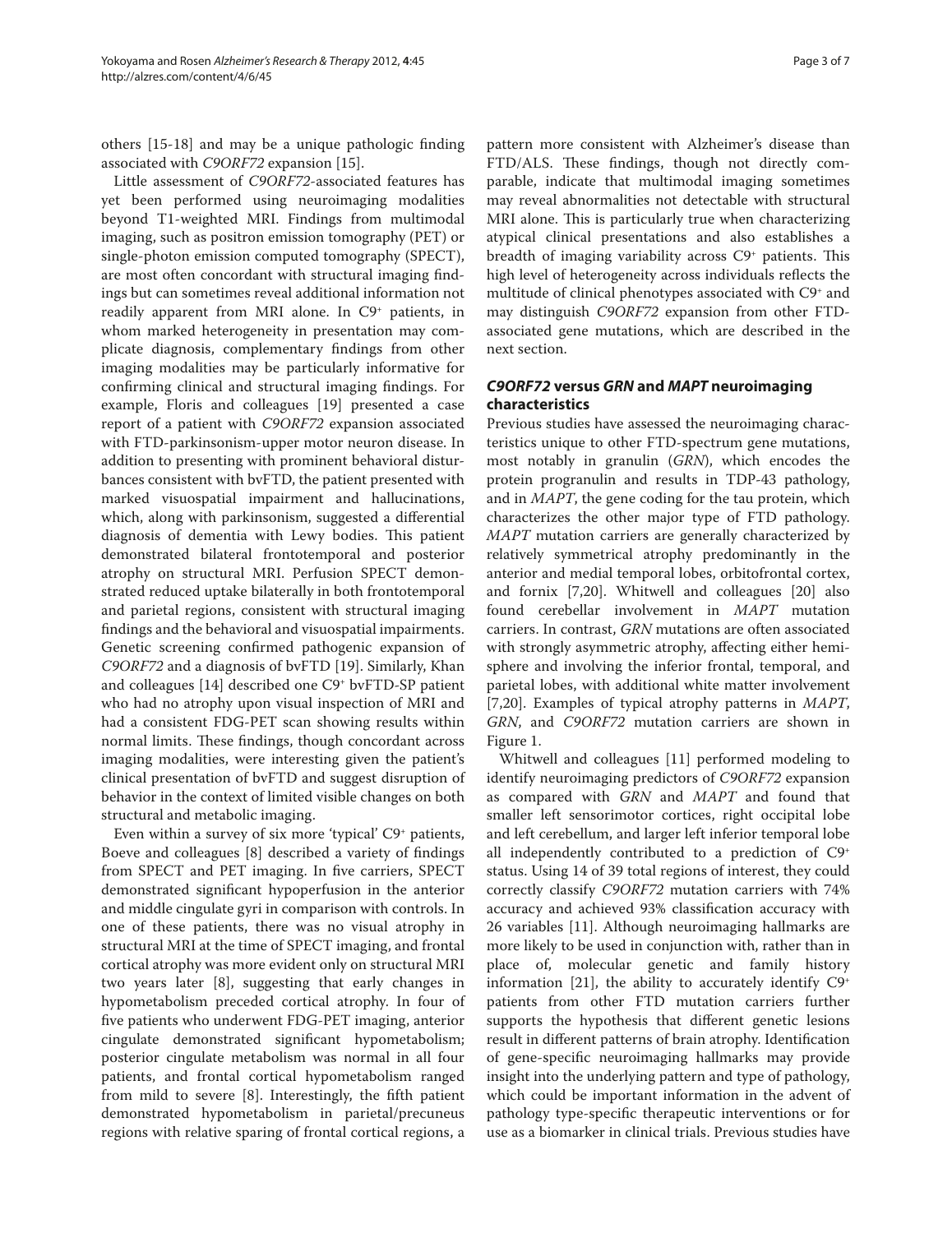others [15-18] and may be a unique pathologic finding associated with *C9ORF72* expansion [15].

Little assessment of *C9ORF72*-associated features has yet been performed using neuroimaging modalities beyond T1-weighted MRI. Findings from multimodal imaging, such as positron emission tomography (PET) or single-photon emission computed tomography (SPECT), are most often concordant with structural imaging findings but can sometimes reveal additional information not readily apparent from MRI alone. In C9[+] patients, in whom marked heterogeneity in presentation may complicate diagnosis, complementary findings from other imaging modalities may be particularly informative for confirming clinical and structural imaging findings. For example, Floris and colleagues [19] presented a case report of a patient with *C9ORF72* expansion associated with FTD-parkinsonism-upper motor neuron disease. In addition to presenting with prominent behavioral disturbances consistent with bvFTD, the patient presented with marked visuospatial impairment and hallucinations, which, along with parkinsonism, suggested a differential diagnosis of dementia with Lewy bodies. This patient demonstrated bilateral frontotemporal and posterior atrophy on structural MRI. Perfusion SPECT demonstrated reduced uptake bilaterally in both frontotemporal and parietal regions, consistent with structural imaging findings and the behavioral and visuospatial impairments. Genetic screening confirmed pathogenic expansion of *C9ORF72* and a diagnosis of bvFTD [19]. Similarly, Khan and colleagues [14] described one C9[+] bvFTD-SP patient who had no atrophy upon visual inspection of MRI and had a consistent FDG-PET scan showing results within normal limits. These findings, though concordant across imaging modalities, were interesting given the patient's clinical presentation of bvFTD and suggest disruption of behavior in the context of limited visible changes on both structural and metabolic imaging.

Even within a survey of six more 'typical' C9[+] patients, Boeve and colleagues [8] described a variety of findings from SPECT and PET imaging. In five carriers, SPECT demonstrated significant hypoperfusion in the anterior and middle cingulate gyri in comparison with controls. In one of these patients, there was no visual atrophy in structural MRI at the time of SPECT imaging, and frontal cortical atrophy was more evident only on structural MRI two years later [8], suggesting that early changes in hypometabolism preceded cortical atrophy. In four of five patients who underwent FDG-PET imaging, anterior cingulate demonstrated significant hypometabolism; posterior cingulate metabolism was normal in all four patients, and frontal cortical hypometabolism ranged from mild to severe [8]. Interestingly, the fifth patient demonstrated hypometabolism in parietal/precuneus regions with relative sparing of frontal cortical regions, a pattern more consistent with Alzheimer's disease than FTD/ALS. These findings, though not directly comparable, indicate that multimodal imaging sometimes may reveal abnormalities not detectable with structural MRI alone. This is particularly true when characterizing atypical clinical presentations and also establishes a breadth of imaging variability across C9[+] patients. This high level of heterogeneity across individuals reflects the multitude of clinical phenotypes associated with C9[+] and may distinguish *C9ORF72* expansion from other FTD-associated gene mutations, which are described in the next section.

## *C9ORF72* versus *GRN* and *MAPT* neuroimaging characteristics

Previous studies have assessed the neuroimaging characteristics unique to other FTD-spectrum gene mutations, most notably in granulin (*GRN*), which encodes the protein progranulin and results in TDP-43 pathology, and in *MAPT*, the gene coding for the tau protein, which characterizes the other major type of FTD pathology. *MAPT* mutation carriers are generally characterized by relatively symmetrical atrophy predominantly in the anterior and medial temporal lobes, orbitofrontal cortex, and fornix [7,20]. Whitwell and colleagues [20] also found cerebellar involvement in *MAPT* mutation carriers. In contrast, *GRN* mutations are often associated with strongly asymmetric atrophy, affecting either hemisphere and involving the inferior frontal, temporal, and parietal lobes, with additional white matter involvement [7,20]. Examples of typical atrophy patterns in *MAPT*, *GRN*, and *C9ORF72* mutation carriers are shown in Figure 1.

Whitwell and colleagues [11] performed modeling to identify neuroimaging predictors of *C9ORF72* expansion as compared with *GRN* and *MAPT* and found that smaller left sensorimotor cortices, right occipital lobe and left cerebellum, and larger left inferior temporal lobe all independently contributed to a prediction of C9[+] status. Using 14 of 39 total regions of interest, they could correctly classify *C9ORF72* mutation carriers with 74% accuracy and achieved 93% classification accuracy with 26 variables [11]. Although neuroimaging hallmarks are more likely to be used in conjunction with, rather than in place of, molecular genetic and family history information [21], the ability to accurately identify C9[+] patients from other FTD mutation carriers further supports the hypothesis that different genetic lesions result in different patterns of brain atrophy. Identification of gene-specific neuroimaging hallmarks may provide insight into the underlying pattern and type of pathology, which could be important information in the advent of pathology type-specific therapeutic interventions or for use as a biomarker in clinical trials. Previous studies have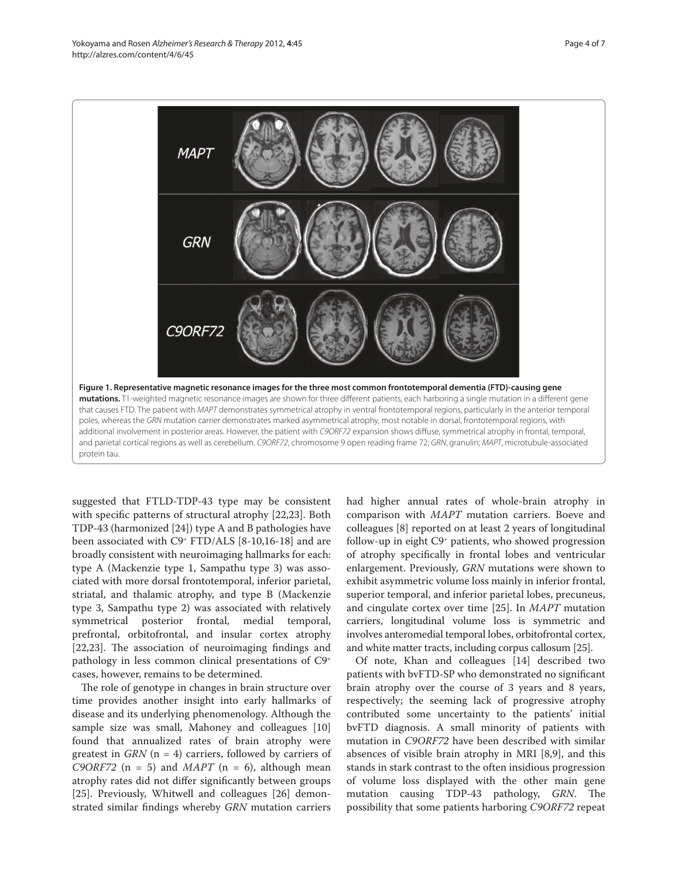**Figure 1. Representative magnetic resonance images for the three most common frontotemporal dementia (FTD)-causing gene mutations.** T1-weighted magnetic resonance images are shown for three different patients, each harboring a single mutation in a different gene that causes FTD. The patient with *MAPT* demonstrates symmetrical atrophy in ventral frontotemporal regions, particularly in the anterior temporal poles, whereas the *GRN* mutation carrier demonstrates marked asymmetrical atrophy, most notable in dorsal, frontotemporal regions, with additional involvement in posterior areas. However, the patient with *C9ORF72* expansion shows diffuse, symmetrical atrophy in frontal, temporal, and parietal cortical regions as well as cerebellum. *C9ORF72*, chromosome 9 open reading frame 72; *GRN*, granulin; *MAPT*, microtubule-associated protein tau.

suggested that FTLD-TDP-43 type may be consistent with specific patterns of structural atrophy [22,23]. Both TDP-43 (harmonized [24]) type A and B pathologies have been associated with C9+ FTD/ALS [8-10,16-18] and are broadly consistent with neuroimaging hallmarks for each: type A (Mackenzie type 1, Sampathu type 3) was associated with more dorsal frontotemporal, inferior parietal, striatal, and thalamic atrophy, and type B (Mackenzie type 3, Sampathu type 2) was associated with relatively symmetrical posterior frontal, medial temporal, prefrontal, orbitofrontal, and insular cortex atrophy [22,23]. The association of neuroimaging findings and pathology in less common clinical presentations of C9+ cases, however, remains to be determined.

The role of genotype in changes in brain structure over time provides another insight into early hallmarks of disease and its underlying phenomenology. Although the sample size was small, Mahoney and colleagues [10] found that annualized rates of brain atrophy were greatest in *GRN* (n = 4) carriers, followed by carriers of *C9ORF72* (n = 5) and *MAPT* (n = 6), although mean atrophy rates did not differ significantly between groups [25]. Previously, Whitwell and colleagues [26] demonstrated similar findings whereby *GRN* mutation carriers had higher annual rates of whole-brain atrophy in comparison with *MAPT* mutation carriers. Boeve and colleagues [8] reported on at least 2 years of longitudinal follow-up in eight C9+ patients, who showed progression of atrophy specifically in frontal lobes and ventricular enlargement. Previously, *GRN* mutations were shown to exhibit asymmetric volume loss mainly in inferior frontal, superior temporal, and inferior parietal lobes, precuneus, and cingulate cortex over time [25]. In *MAPT* mutation carriers, longitudinal volume loss is symmetric and involves anteromedial temporal lobes, orbitofrontal cortex, and white matter tracts, including corpus callosum [25].

Of note, Khan and colleagues [14] described two patients with bvFTD-SP who demonstrated no significant brain atrophy over the course of 3 years and 8 years, respectively; the seeming lack of progressive atrophy contributed some uncertainty to the patients' initial bvFTD diagnosis. A small minority of patients with mutation in *C9ORF72* have been described with similar absences of visible brain atrophy in MRI [8,9], and this stands in stark contrast to the often insidious progression of volume loss displayed with the other main gene mutation causing TDP-43 pathology, *GRN*. The possibility that some patients harboring *C9ORF72* repeat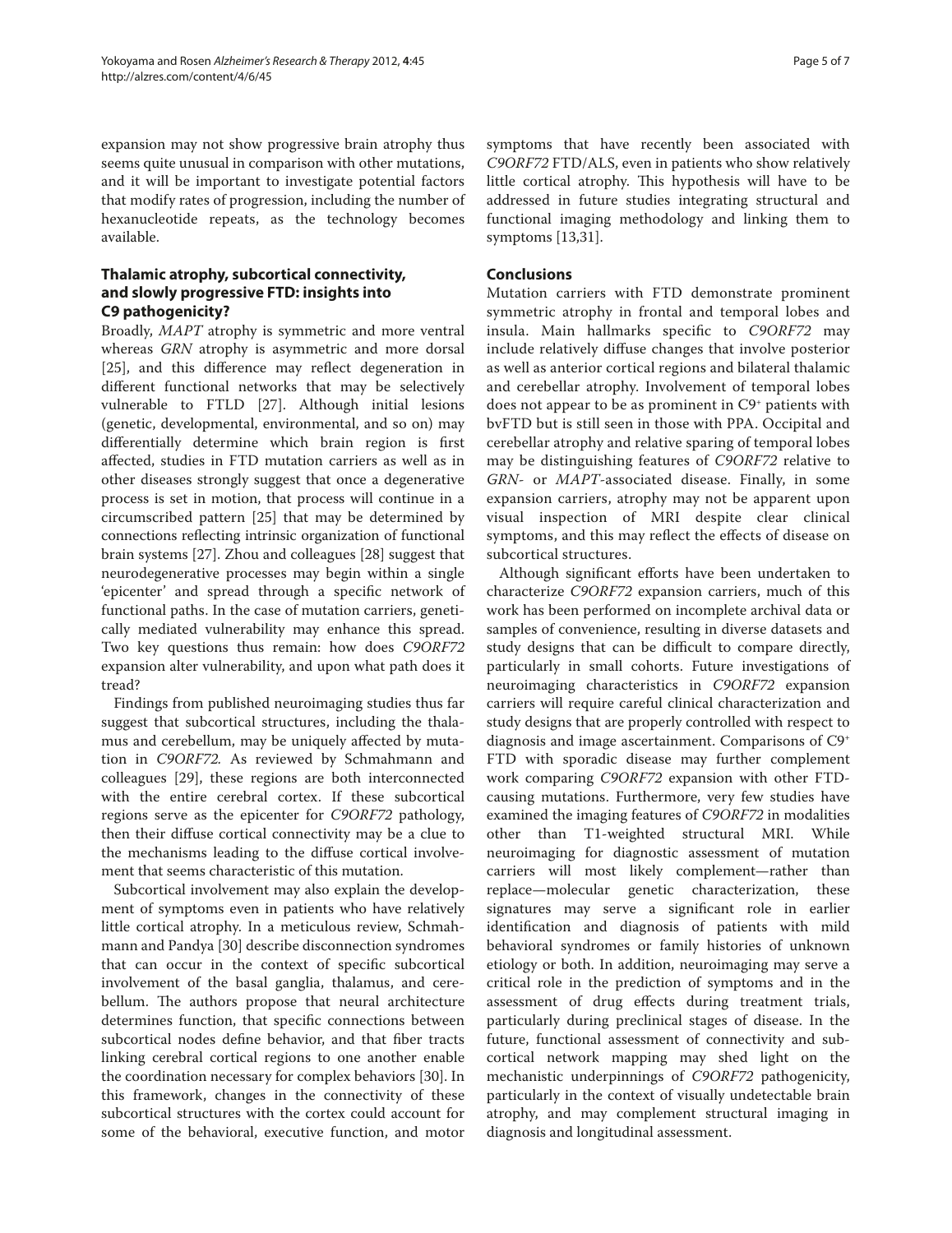expansion may not show progressive brain atrophy thus seems quite unusual in comparison with other mutations, and it will be important to investigate potential factors that modify rates of progression, including the number of hexanucleotide repeats, as the technology becomes available.

## Thalamic atrophy, subcortical connectivity, and slowly progressive FTD: insights into C9 pathogenicity?

Broadly, *MAPT* atrophy is symmetric and more ventral whereas *GRN* atrophy is asymmetric and more dorsal [25], and this difference may reflect degeneration in different functional networks that may be selectively vulnerable to FTLD [27]. Although initial lesions (genetic, developmental, environmental, and so on) may differentially determine which brain region is first affected, studies in FTD mutation carriers as well as in other diseases strongly suggest that once a degenerative process is set in motion, that process will continue in a circumscribed pattern [25] that may be determined by connections reflecting intrinsic organization of functional brain systems [27]. Zhou and colleagues [28] suggest that neurodegenerative processes may begin within a single 'epicenter' and spread through a specific network of functional paths. In the case of mutation carriers, genetically mediated vulnerability may enhance this spread. Two key questions thus remain: how does *C9ORF72* expansion alter vulnerability, and upon what path does it tread?

Findings from published neuroimaging studies thus far suggest that subcortical structures, including the thalamus and cerebellum, may be uniquely affected by mutation in *C9ORF72*. As reviewed by Schmahmann and colleagues [29], these regions are both interconnected with the entire cerebral cortex. If these subcortical regions serve as the epicenter for *C9ORF72* pathology, then their diffuse cortical connectivity may be a clue to the mechanisms leading to the diffuse cortical involvement that seems characteristic of this mutation.

Subcortical involvement may also explain the development of symptoms even in patients who have relatively little cortical atrophy. In a meticulous review, Schmahmann and Pandya [30] describe disconnection syndromes that can occur in the context of specific subcortical involvement of the basal ganglia, thalamus, and cerebellum. The authors propose that neural architecture determines function, that specific connections between subcortical nodes define behavior, and that fiber tracts linking cerebral cortical regions to one another enable the coordination necessary for complex behaviors [30]. In this framework, changes in the connectivity of these subcortical structures with the cortex could account for some of the behavioral, executive function, and motor symptoms that have recently been associated with *C9ORF72* FTD/ALS, even in patients who show relatively little cortical atrophy. This hypothesis will have to be addressed in future studies integrating structural and functional imaging methodology and linking them to symptoms [13,31].

## Conclusions

Mutation carriers with FTD demonstrate prominent symmetric atrophy in frontal and temporal lobes and insula. Main hallmarks specific to *C9ORF72* may include relatively diffuse changes that involve posterior as well as anterior cortical regions and bilateral thalamic and cerebellar atrophy. Involvement of temporal lobes does not appear to be as prominent in C9[+] patients with bvFTD but is still seen in those with PPA. Occipital and cerebellar atrophy and relative sparing of temporal lobes may be distinguishing features of *C9ORF72* relative to *GRN*- or *MAPT*-associated disease. Finally, in some expansion carriers, atrophy may not be apparent upon visual inspection of MRI despite clear clinical symptoms, and this may reflect the effects of disease on subcortical structures.

Although significant efforts have been undertaken to characterize *C9ORF72* expansion carriers, much of this work has been performed on incomplete archival data or samples of convenience, resulting in diverse datasets and study designs that can be difficult to compare directly, particularly in small cohorts. Future investigations of neuroimaging characteristics in *C9ORF72* expansion carriers will require careful clinical characterization and study designs that are properly controlled with respect to diagnosis and image ascertainment. Comparisons of C9[+] FTD with sporadic disease may further complement work comparing *C9ORF72* expansion with other FTD-causing mutations. Furthermore, very few studies have examined the imaging features of *C9ORF72* in modalities other than T1-weighted structural MRI. While neuroimaging for diagnostic assessment of mutation carriers will most likely complement—rather than replace—molecular genetic characterization, these signatures may serve a significant role in earlier identification and diagnosis of patients with mild behavioral syndromes or family histories of unknown etiology or both. In addition, neuroimaging may serve a critical role in the prediction of symptoms and in the assessment of drug effects during treatment trials, particularly during preclinical stages of disease. In the future, functional assessment of connectivity and subcortical network mapping may shed light on the mechanistic underpinnings of *C9ORF72* pathogenicity, particularly in the context of visually undetectable brain atrophy, and may complement structural imaging in diagnosis and longitudinal assessment.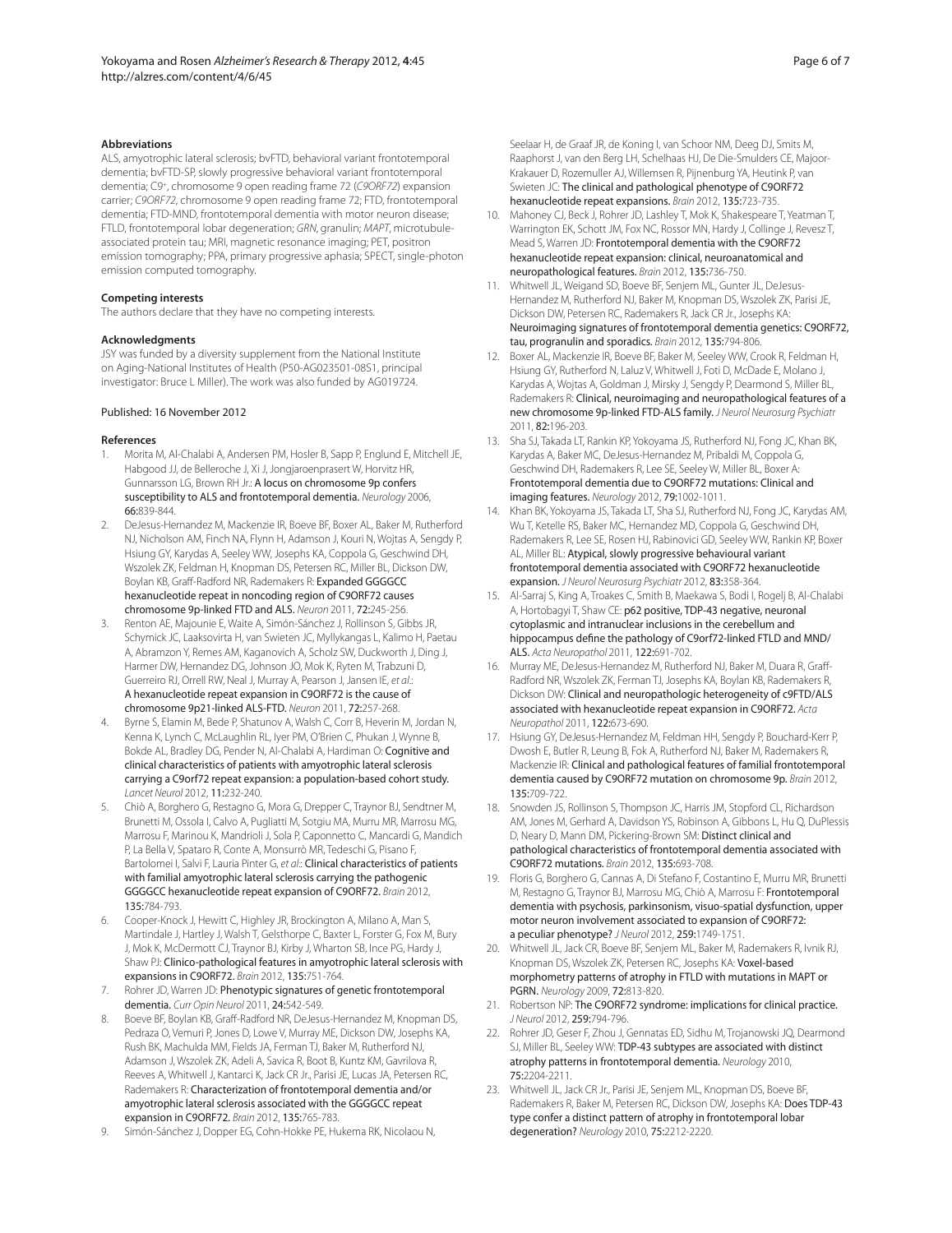#### Abbreviations

ALS, amyotrophic lateral sclerosis; bvFTD, behavioral variant frontotemporal dementia; bvFTD-SP, slowly progressive behavioral variant frontotemporal dementia; C9+, chromosome 9 open reading frame 72 (*C9ORF72*) expansion carrier; *C9ORF72*, chromosome 9 open reading frame 72; FTD, frontotemporal dementia; FTD-MND, frontotemporal dementia with motor neuron disease; FTLD, frontotemporal lobar degeneration; *GRN*, granulin; *MAPT*, microtubule-associated protein tau; MRI, magnetic resonance imaging; PET, positron emission tomography; PPA, primary progressive aphasia; SPECT, single-photon emission computed tomography.

#### Competing interests

The authors declare that they have no competing interests.

#### Acknowledgments

JSY was funded by a diversity supplement from the National Institute on Aging-National Institutes of Health (P50-AG023501-08S1, principal investigator: Bruce L Miller). The work was also funded by AG019724.

Published: 16 November 2012

#### References

1. Morita M, Al-Chalabi A, Andersen PM, Hosler B, Sapp P, Englund E, Mitchell JE, Habgood JJ, de Belleroche J, Xi J, Jongjaroenprasert W, Horvitz HR, Gunnarsson LG, Brown RH Jr.: A locus on chromosome 9p confers susceptibility to ALS and frontotemporal dementia. *Neurology* 2006, **66:**839-844.
2. DeJesus-Hernandez M, Mackenzie IR, Boeve BF, Boxer AL, Baker M, Rutherford NJ, Nicholson AM, Finch NA, Flynn H, Adamson J, Kouri N, Wojtas A, Sengdy P, Hsiung GY, Karydas A, Seeley WW, Josephs KA, Coppola G, Geschwind DH, Wszolek ZK, Feldman H, Knopman DS, Petersen RC, Miller BL, Dickson DW, Boylan KB, Graff-Radford NR, Rademakers R: Expanded GGGGCC hexanucleotide repeat in noncoding region of C9ORF72 causes chromosome 9p-linked FTD and ALS. *Neuron* 2011, **72:**245-256.
3. Renton AE, Majounie E, Waite A, Simón-Sánchez J, Rollinson S, Gibbs JR, Schymick JC, Laaksovirta H, van Swieten JC, Myllykangas L, Kalimo H, Paetau A, Abramzon Y, Remes AM, Kaganovich A, Scholz SW, Duckworth J, Ding J, Harmer DW, Hernandez DG, Johnson JO, Mok K, Ryten M, Trabzuni D, Guerreiro RJ, Orrell RW, Neal J, Murray A, Pearson J, Jansen IE, *et al.*: A hexanucleotide repeat expansion in C9ORF72 is the cause of chromosome 9p21-linked ALS-FTD. *Neuron* 2011, **72:**257-268.
4. Byrne S, Elamin M, Bede P, Shatunov A, Walsh C, Corr B, Heverin M, Jordan N, Kenna K, Lynch C, McLaughlin RL, Iyer PM, O'Brien C, Phukan J, Wynne B, Bokde AL, Bradley DG, Pender N, Al-Chalabi A, Hardiman O: Cognitive and clinical characteristics of patients with amyotrophic lateral sclerosis carrying a C9orf72 repeat expansion: a population-based cohort study. *Lancet Neurol* 2012, **11:**232-240.
5. Chiò A, Borghero G, Restagno G, Mora G, Drepper C, Traynor BJ, Sendtner M, Brunetti M, Ossola I, Calvo A, Pugliatti M, Sotgiu MA, Murru MR, Marrosu MG, Marrosu F, Marinou K, Mandrioli J, Sola P, Caponnetto C, Mancardi G, Mandich P, La Bella V, Spataro R, Conte A, Monsurrò MR, Tedeschi G, Pisano F, Bartolomei I, Salvi F, Lauria Pinter G, *et al.*: Clinical characteristics of patients with familial amyotrophic lateral sclerosis carrying the pathogenic GGGGCC hexanucleotide repeat expansion of C9ORF72. *Brain* 2012, **135:**784-793.
6. Cooper-Knock J, Hewitt C, Highley JR, Brockington A, Milano A, Man S, Martindale J, Hartley J, Walsh T, Gelsthorpe C, Baxter L, Forster G, Fox M, Bury J, Mok K, McDermott CJ, Traynor BJ, Kirby J, Wharton SB, Ince PG, Hardy J, Shaw PJ: Clinico-pathological features in amyotrophic lateral sclerosis with expansions in C9ORF72. *Brain* 2012, **135:**751-764.
7. Rohrer JD, Warren JD: Phenotypic signatures of genetic frontotemporal dementia. *Curr Opin Neurol* 2011, **24:**542-549.
8. Boeve BF, Boylan KB, Graff-Radford NR, DeJesus-Hernandez M, Knopman DS, Pedraza O, Vemuri P, Jones D, Lowe V, Murray ME, Dickson DW, Josephs KA, Rush BK, Machulda MM, Fields JA, Ferman TJ, Baker M, Rutherford NJ, Adamson J, Wszolek ZK, Adeli A, Savica R, Boot B, Kuntz KM, Gavrilova R, Reeves A, Whitwell J, Kantarci K, Jack CR Jr., Parisi JE, Lucas JA, Petersen RC, Rademakers R: Characterization of frontotemporal dementia and/or amyotrophic lateral sclerosis associated with the GGGGCC repeat expansion in C9ORF72. *Brain* 2012, **135:**765-783.
9. Simón-Sánchez J, Dopper EG, Cohn-Hokke PE, Hukema RK, Nicolaou N, Seelaar H, de Graaf JR, de Koning I, van Schoor NM, Deeg DJ, Smits M, Raaphorst J, van den Berg LH, Schelhaas HJ, De Die-Smulders CE, Majoor-Krakauer D, Rozemuller AJ, Willemsen R, Pijnenburg YA, Heutink P, van Swieten JC: The clinical and pathological phenotype of C9ORF72 hexanucleotide repeat expansions. *Brain* 2012, **135:**723-735.
10. Mahoney CJ, Beck J, Rohrer JD, Lashley T, Mok K, Shakespeare T, Yeatman T, Warrington EK, Schott JM, Fox NC, Rossor MN, Hardy J, Collinge J, Revesz T, Mead S, Warren JD: Frontotemporal dementia with the C9ORF72 hexanucleotide repeat expansion: clinical, neuroanatomical and neuropathological features. *Brain* 2012, **135:**736-750.
11. Whitwell JL, Weigand SD, Boeve BF, Senjem ML, Gunter JL, DeJesus-Hernandez M, Rutherford NJ, Baker M, Knopman DS, Wszolek ZK, Parisi JE, Dickson DW, Petersen RC, Rademakers R, Jack CR Jr., Josephs KA: Neuroimaging signatures of frontotemporal dementia genetics: C9ORF72, tau, progranulin and sporadics. *Brain* 2012, **135:**794-806.
12. Boxer AL, Mackenzie IR, Boeve BF, Baker M, Seeley WW, Crook R, Feldman H, Hsiung GY, Rutherford N, Laluz V, Whitwell J, Foti D, McDade E, Molano J, Karydas A, Wojtas A, Goldman J, Mirsky J, Sengdy P, Dearmond S, Miller BL, Rademakers R: Clinical, neuroimaging and neuropathological features of a new chromosome 9p-linked FTD-ALS family. *J Neurol Neurosurg Psychiatr* 2011, **82:**196-203.
13. Sha SJ, Takada LT, Rankin KP, Yokoyama JS, Rutherford NJ, Fong JC, Khan BK, Karydas A, Baker MC, DeJesus-Hernandez M, Pribadi M, Coppola G, Geschwind DH, Rademakers R, Lee SE, Seeley W, Miller BL, Boxer A: Frontotemporal dementia due to C9ORF72 mutations: Clinical and imaging features. *Neurology* 2012, **79:**1002-1011.
14. Khan BK, Yokoyama JS, Takada LT, Sha SJ, Rutherford NJ, Fong JC, Karydas AM, Wu T, Ketelle RS, Baker MC, Hernandez MD, Coppola G, Geschwind DH, Rademakers R, Lee SE, Rosen HJ, Rabinovici GD, Seeley WW, Rankin KP, Boxer AL, Miller BL: Atypical, slowly progressive behavioural variant frontotemporal dementia associated with C9ORF72 hexanucleotide expansion. *J Neurol Neurosurg Psychiatr* 2012, **83:**358-364.
15. Al-Sarraj S, King A, Troakes C, Smith B, Maekawa S, Bodi I, Rogelj B, Al-Chalabi A, Hortobagyi T, Shaw CE: p62 positive, TDP-43 negative, neuronal cytoplasmic and intranuclear inclusions in the cerebellum and hippocampus define the pathology of C9orf72-linked FTLD and MND/ALS. *Acta Neuropathol* 2011, **122:**691-702.
16. Murray ME, DeJesus-Hernandez M, Rutherford NJ, Baker M, Duara R, Graff-Radford NR, Wszolek ZK, Ferman TJ, Josephs KA, Boylan KB, Rademakers R, Dickson DW: Clinical and neuropathologic heterogeneity of c9FTD/ALS associated with hexanucleotide repeat expansion in C9ORF72. *Acta Neuropathol* 2011, **122:**673-690.
17. Hsiung GY, DeJesus-Hernandez M, Feldman HH, Sengdy P, Bouchard-Kerr P, Dwosh E, Butler R, Leung B, Fok A, Rutherford NJ, Baker M, Rademakers R, Mackenzie IR: Clinical and pathological features of familial frontotemporal dementia caused by C9ORF72 mutation on chromosome 9p. *Brain* 2012, **135:**709-722.
18. Snowden JS, Rollinson S, Thompson JC, Harris JM, Stopford CL, Richardson AM, Jones M, Gerhard A, Davidson YS, Robinson A, Gibbons L, Hu Q, DuPlessis D, Neary D, Mann DM, Pickering-Brown SM: Distinct clinical and pathological characteristics of frontotemporal dementia associated with C9ORF72 mutations. *Brain* 2012, **135:**693-708.
19. Floris G, Borghero G, Cannas A, Di Stefano F, Costantino E, Murru MR, Brunetti M, Restagno G, Traynor BJ, Marrosu MG, Chiò A, Marrosu F: Frontotemporal dementia with psychosis, parkinsonism, visuo-spatial dysfunction, upper motor neuron involvement associated to expansion of C9ORF72: a peculiar phenotype? *J Neurol* 2012, **259:**1749-1751.
20. Whitwell JL, Jack CR, Boeve BF, Senjem ML, Baker M, Rademakers R, Ivnik RJ, Knopman DS, Wszolek ZK, Petersen RC, Josephs KA: Voxel-based morphometry patterns of atrophy in FTLD with mutations in MAPT or PGRN. *Neurology* 2009, **72:**813-820.
21. Robertson NP: The C9ORF72 syndrome: implications for clinical practice. *J Neurol* 2012, **259:**794-796.
22. Rohrer JD, Geser F, Zhou J, Gennatas ED, Sidhu M, Trojanowski JQ, Dearmond SJ, Miller BL, Seeley WW: TDP-43 subtypes are associated with distinct atrophy patterns in frontotemporal dementia. *Neurology* 2010, **75:**2204-2211.
23. Whitwell JL, Jack CR Jr., Parisi JE, Senjem ML, Knopman DS, Boeve BF, Rademakers R, Baker M, Petersen RC, Dickson DW, Josephs KA: Does TDP-43 type confer a distinct pattern of atrophy in frontotemporal lobar degeneration? *Neurology* 2010, **75:**2212-2220.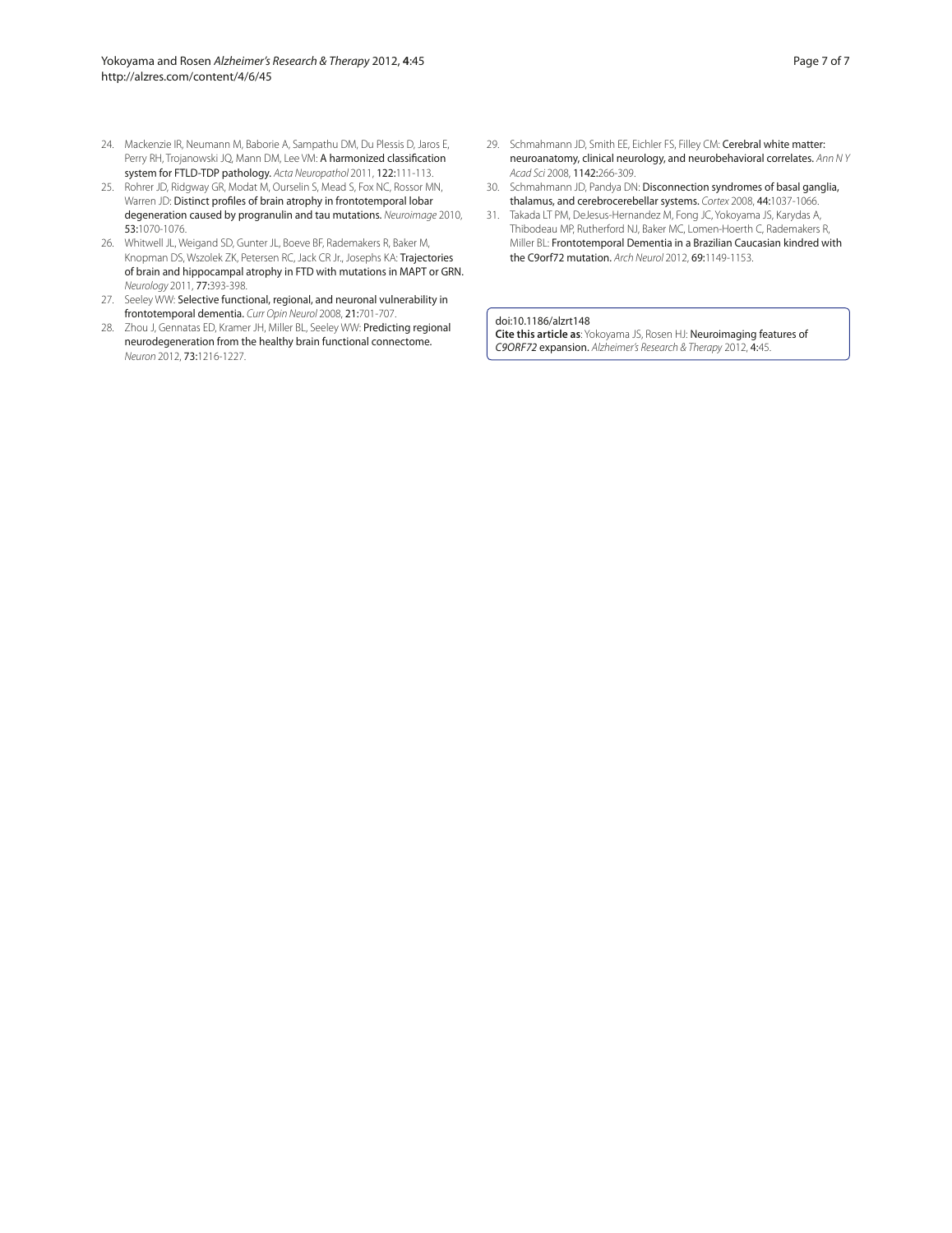24. Mackenzie IR, Neumann M, Baborie A, Sampathu DM, Du Plessis D, Jaros E, Perry RH, Trojanowski JQ, Mann DM, Lee VM: A harmonized classification system for FTLD-TDP pathology. *Acta Neuropathol* 2011, **122:**111-113.
25. Rohrer JD, Ridgway GR, Modat M, Ourselin S, Mead S, Fox NC, Rossor MN, Warren JD: Distinct profiles of brain atrophy in frontotemporal lobar degeneration caused by progranulin and tau mutations. *Neuroimage* 2010, **53:**1070-1076.
26. Whitwell JL, Weigand SD, Gunter JL, Boeve BF, Rademakers R, Baker M, Knopman DS, Wszolek ZK, Petersen RC, Jack CR Jr., Josephs KA: Trajectories of brain and hippocampal atrophy in FTD with mutations in MAPT or GRN. *Neurology* 2011, **77:**393-398.
27. Seeley WW: Selective functional, regional, and neuronal vulnerability in frontotemporal dementia. *Curr Opin Neurol* 2008, **21:**701-707.
28. Zhou J, Gennatas ED, Kramer JH, Miller BL, Seeley WW: Predicting regional neurodegeneration from the healthy brain functional connectome. *Neuron* 2012, **73:**1216-1227.
29. Schmahmann JD, Smith EE, Eichler FS, Filley CM: Cerebral white matter: neuroanatomy, clinical neurology, and neurobehavioral correlates. *Ann N Y Acad Sci* 2008, **1142:**266-309.
30. Schmahmann JD, Pandya DN: Disconnection syndromes of basal ganglia, thalamus, and cerebrocerebellar systems. *Cortex* 2008, **44:**1037-1066.
31. Takada LT PM, DeJesus-Hernandez M, Fong JC, Yokoyama JS, Karydas A, Thibodeau MP, Rutherford NJ, Baker MC, Lomen-Hoerth C, Rademakers R, Miller BL: Frontotemporal Dementia in a Brazilian Caucasian kindred with the C9orf72 mutation. *Arch Neurol* 2012, **69:**1149-1153.

doi:10.1186/alzrt148
**Cite this article as**: Yokoyama JS, Rosen HJ: Neuroimaging features of *C9ORF72* expansion. *Alzheimer's Research & Therapy* 2012, **4:**45.